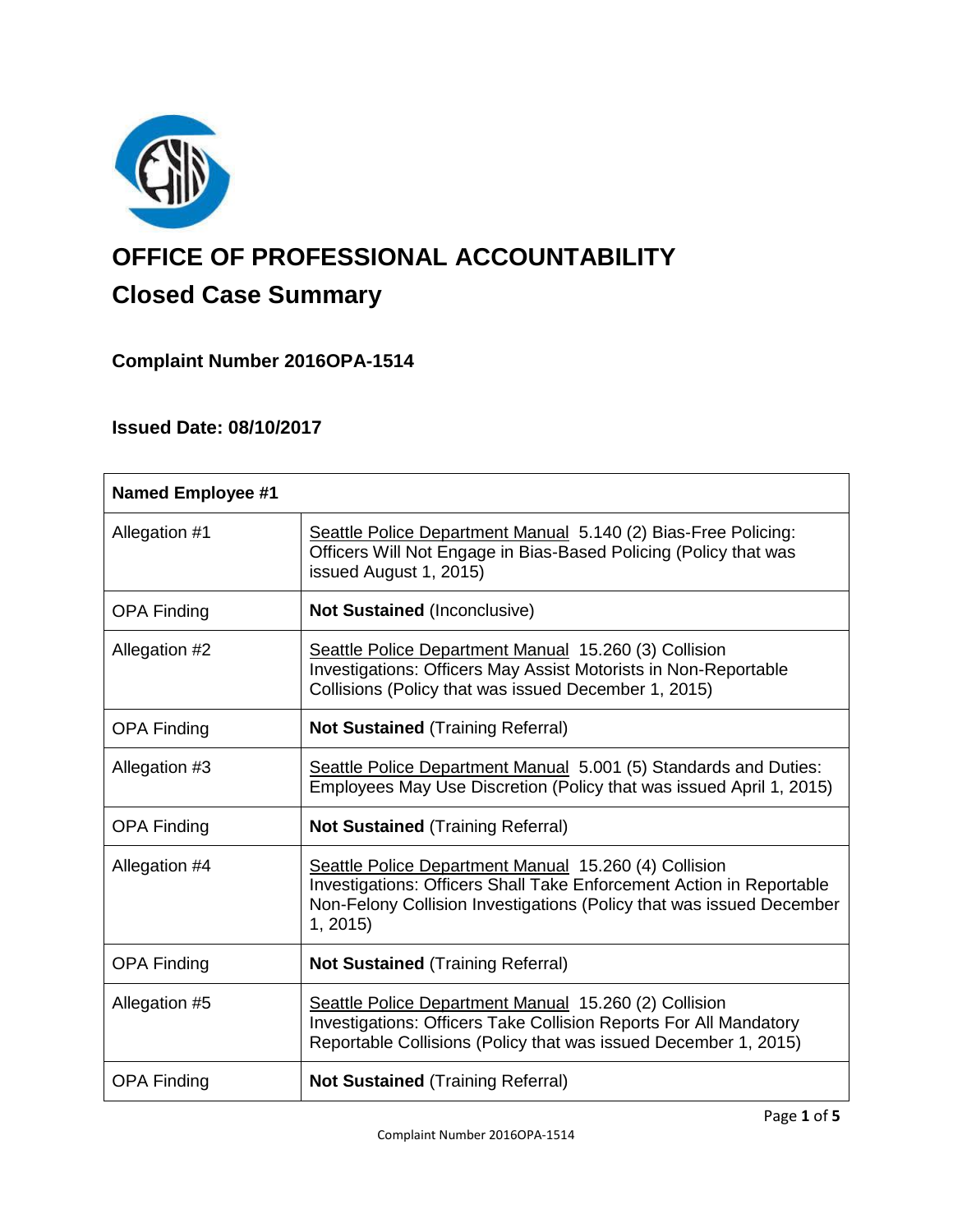# OFFICE OF PROFESSIONAL ACCOUNTABILITY

## Closed Case Summary

### Complaint Number 2016OPA-1514

### Issued Date: 08/10/2017

| **Named Employee #1** | |
|---|---|
| Allegation #1 | Seattle Police Department Manual 5.140 (2) Bias-Free Policing: Officers Will Not Engage in Bias-Based Policing (Policy that was issued August 1, 2015) |
| OPA Finding | **Not Sustained** (Inconclusive) |
| Allegation #2 | Seattle Police Department Manual 15.260 (3) Collision Investigations: Officers May Assist Motorists in Non-Reportable Collisions (Policy that was issued December 1, 2015) |
| OPA Finding | **Not Sustained** (Training Referral) |
| Allegation #3 | Seattle Police Department Manual 5.001 (5) Standards and Duties: Employees May Use Discretion (Policy that was issued April 1, 2015) |
| OPA Finding | **Not Sustained** (Training Referral) |
| Allegation #4 | Seattle Police Department Manual 15.260 (4) Collision Investigations: Officers Shall Take Enforcement Action in Reportable Non-Felony Collision Investigations (Policy that was issued December 1, 2015) |
| OPA Finding | **Not Sustained** (Training Referral) |
| Allegation #5 | Seattle Police Department Manual 15.260 (2) Collision Investigations: Officers Take Collision Reports For All Mandatory Reportable Collisions (Policy that was issued December 1, 2015) |
| OPA Finding | **Not Sustained** (Training Referral) |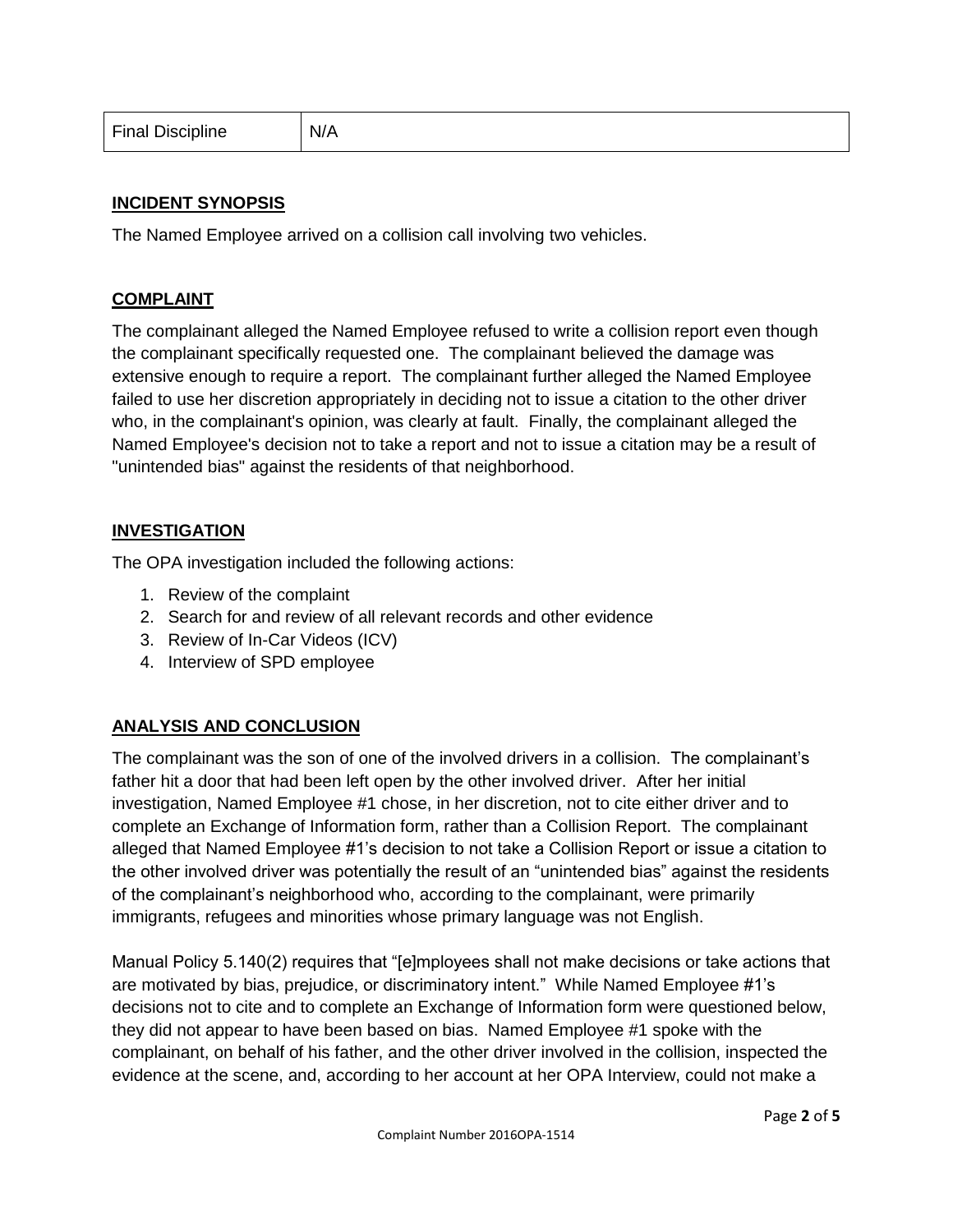| Final Discipline | N/A |
| --- | --- |

## INCIDENT SYNOPSIS

The Named Employee arrived on a collision call involving two vehicles.

## COMPLAINT

The complainant alleged the Named Employee refused to write a collision report even though the complainant specifically requested one. The complainant believed the damage was extensive enough to require a report. The complainant further alleged the Named Employee failed to use her discretion appropriately in deciding not to issue a citation to the other driver who, in the complainant's opinion, was clearly at fault. Finally, the complainant alleged the Named Employee's decision not to take a report and not to issue a citation may be a result of "unintended bias" against the residents of that neighborhood.

## INVESTIGATION

The OPA investigation included the following actions:

1. Review of the complaint
2. Search for and review of all relevant records and other evidence
3. Review of In-Car Videos (ICV)
4. Interview of SPD employee

## ANALYSIS AND CONCLUSION

The complainant was the son of one of the involved drivers in a collision. The complainant's father hit a door that had been left open by the other involved driver. After her initial investigation, Named Employee #1 chose, in her discretion, not to cite either driver and to complete an Exchange of Information form, rather than a Collision Report. The complainant alleged that Named Employee #1's decision to not take a Collision Report or issue a citation to the other involved driver was potentially the result of an "unintended bias" against the residents of the complainant's neighborhood who, according to the complainant, were primarily immigrants, refugees and minorities whose primary language was not English.

Manual Policy 5.140(2) requires that "[e]mployees shall not make decisions or take actions that are motivated by bias, prejudice, or discriminatory intent." While Named Employee #1's decisions not to cite and to complete an Exchange of Information form were questioned below, they did not appear to have been based on bias. Named Employee #1 spoke with the complainant, on behalf of his father, and the other driver involved in the collision, inspected the evidence at the scene, and, according to her account at her OPA Interview, could not make a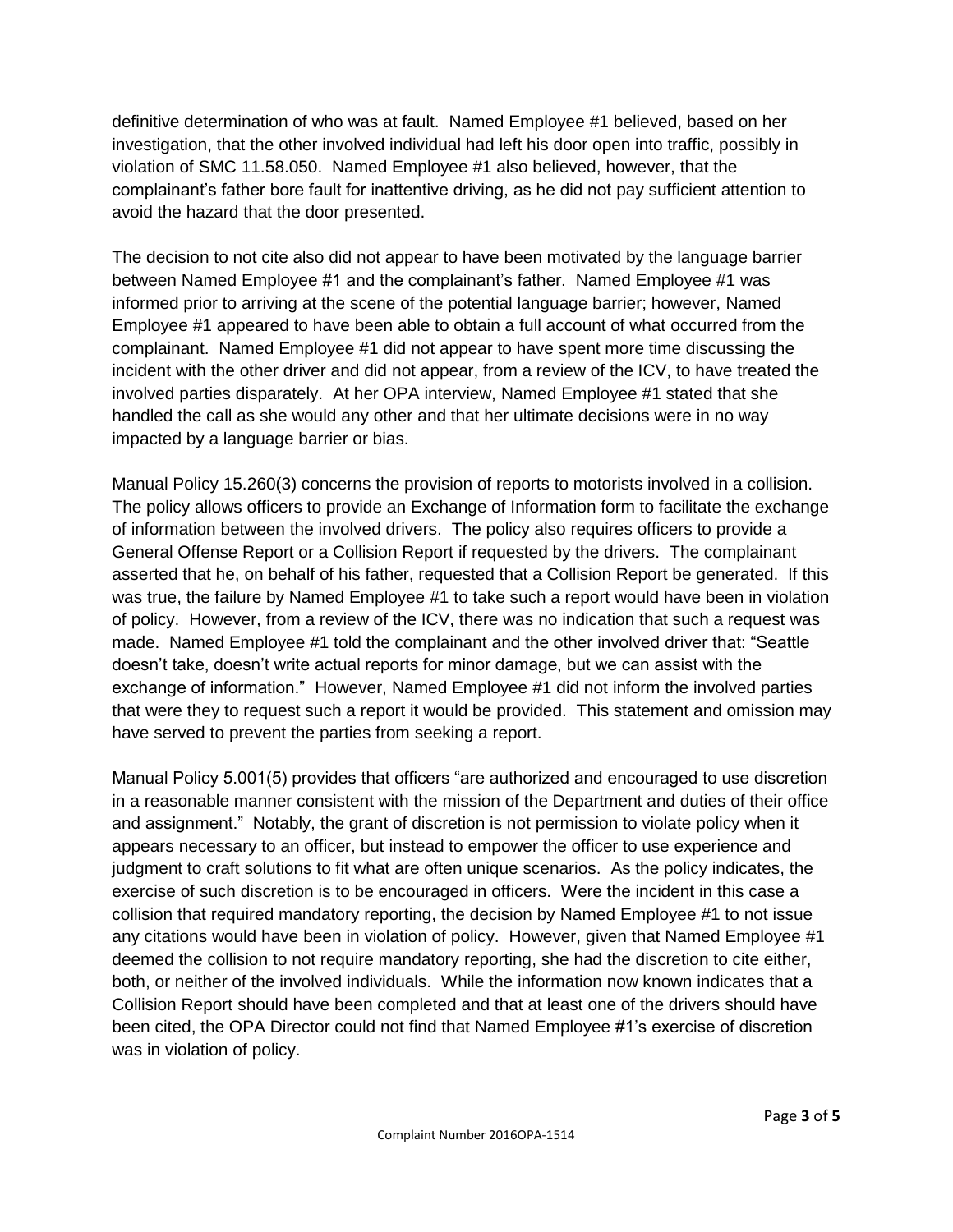definitive determination of who was at fault. Named Employee #1 believed, based on her investigation, that the other involved individual had left his door open into traffic, possibly in violation of SMC 11.58.050. Named Employee #1 also believed, however, that the complainant's father bore fault for inattentive driving, as he did not pay sufficient attention to avoid the hazard that the door presented.

The decision to not cite also did not appear to have been motivated by the language barrier between Named Employee #1 and the complainant's father. Named Employee #1 was informed prior to arriving at the scene of the potential language barrier; however, Named Employee #1 appeared to have been able to obtain a full account of what occurred from the complainant. Named Employee #1 did not appear to have spent more time discussing the incident with the other driver and did not appear, from a review of the ICV, to have treated the involved parties disparately. At her OPA interview, Named Employee #1 stated that she handled the call as she would any other and that her ultimate decisions were in no way impacted by a language barrier or bias.

Manual Policy 15.260(3) concerns the provision of reports to motorists involved in a collision. The policy allows officers to provide an Exchange of Information form to facilitate the exchange of information between the involved drivers. The policy also requires officers to provide a General Offense Report or a Collision Report if requested by the drivers. The complainant asserted that he, on behalf of his father, requested that a Collision Report be generated. If this was true, the failure by Named Employee #1 to take such a report would have been in violation of policy. However, from a review of the ICV, there was no indication that such a request was made. Named Employee #1 told the complainant and the other involved driver that: "Seattle doesn't take, doesn't write actual reports for minor damage, but we can assist with the exchange of information." However, Named Employee #1 did not inform the involved parties that were they to request such a report it would be provided. This statement and omission may have served to prevent the parties from seeking a report.

Manual Policy 5.001(5) provides that officers "are authorized and encouraged to use discretion in a reasonable manner consistent with the mission of the Department and duties of their office and assignment." Notably, the grant of discretion is not permission to violate policy when it appears necessary to an officer, but instead to empower the officer to use experience and judgment to craft solutions to fit what are often unique scenarios. As the policy indicates, the exercise of such discretion is to be encouraged in officers. Were the incident in this case a collision that required mandatory reporting, the decision by Named Employee #1 to not issue any citations would have been in violation of policy. However, given that Named Employee #1 deemed the collision to not require mandatory reporting, she had the discretion to cite either, both, or neither of the involved individuals. While the information now known indicates that a Collision Report should have been completed and that at least one of the drivers should have been cited, the OPA Director could not find that Named Employee #1's exercise of discretion was in violation of policy.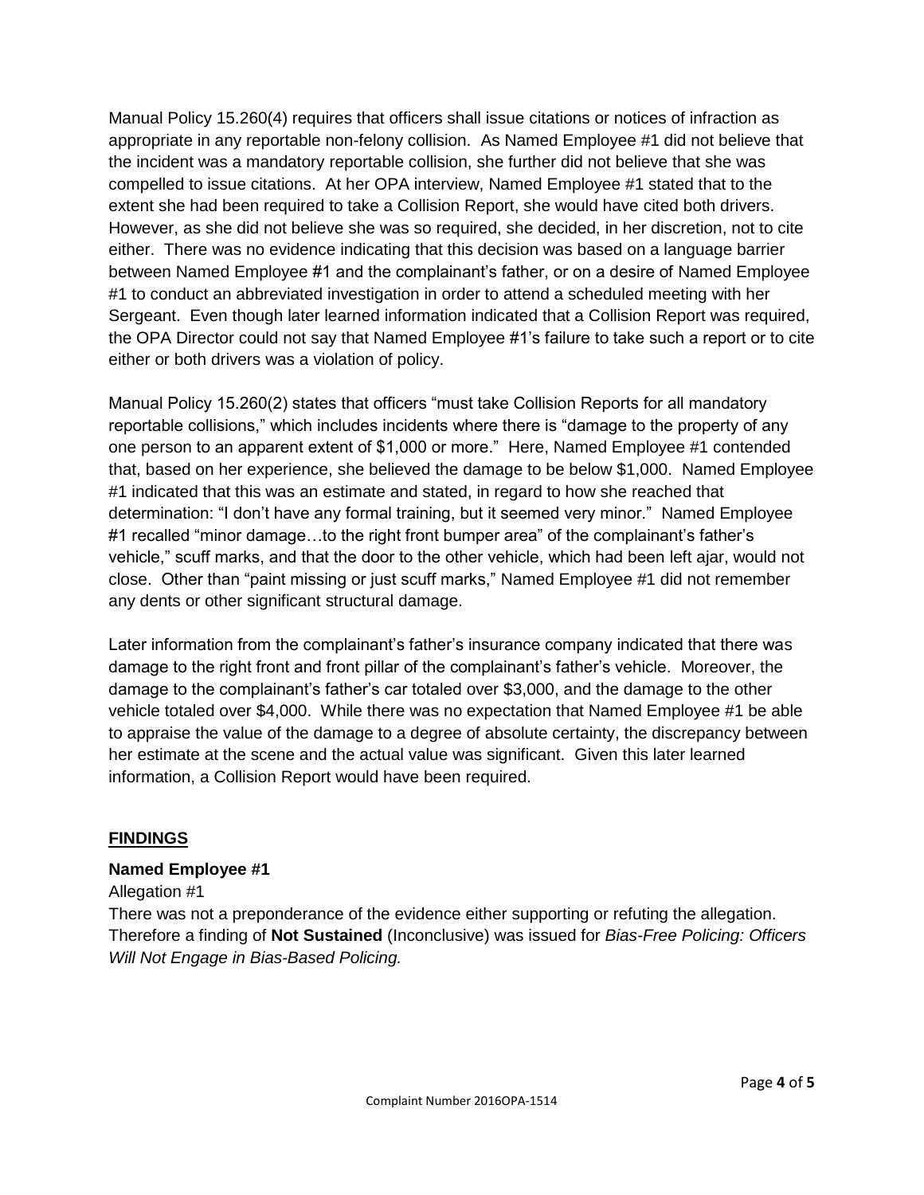Manual Policy 15.260(4) requires that officers shall issue citations or notices of infraction as appropriate in any reportable non-felony collision. As Named Employee #1 did not believe that the incident was a mandatory reportable collision, she further did not believe that she was compelled to issue citations. At her OPA interview, Named Employee #1 stated that to the extent she had been required to take a Collision Report, she would have cited both drivers. However, as she did not believe she was so required, she decided, in her discretion, not to cite either. There was no evidence indicating that this decision was based on a language barrier between Named Employee #1 and the complainant's father, or on a desire of Named Employee #1 to conduct an abbreviated investigation in order to attend a scheduled meeting with her Sergeant. Even though later learned information indicated that a Collision Report was required, the OPA Director could not say that Named Employee #1's failure to take such a report or to cite either or both drivers was a violation of policy.

Manual Policy 15.260(2) states that officers "must take Collision Reports for all mandatory reportable collisions," which includes incidents where there is "damage to the property of any one person to an apparent extent of $1,000 or more." Here, Named Employee #1 contended that, based on her experience, she believed the damage to be below $1,000. Named Employee #1 indicated that this was an estimate and stated, in regard to how she reached that determination: "I don't have any formal training, but it seemed very minor." Named Employee #1 recalled "minor damage…to the right front bumper area" of the complainant's father's vehicle," scuff marks, and that the door to the other vehicle, which had been left ajar, would not close. Other than "paint missing or just scuff marks," Named Employee #1 did not remember any dents or other significant structural damage.

Later information from the complainant's father's insurance company indicated that there was damage to the right front and front pillar of the complainant's father's vehicle. Moreover, the damage to the complainant's father's car totaled over $3,000, and the damage to the other vehicle totaled over $4,000. While there was no expectation that Named Employee #1 be able to appraise the value of the damage to a degree of absolute certainty, the discrepancy between her estimate at the scene and the actual value was significant. Given this later learned information, a Collision Report would have been required.

## FINDINGS

**Named Employee #1**

Allegation #1

There was not a preponderance of the evidence either supporting or refuting the allegation. Therefore a finding of **Not Sustained** (Inconclusive) was issued for *Bias-Free Policing: Officers Will Not Engage in Bias-Based Policing.*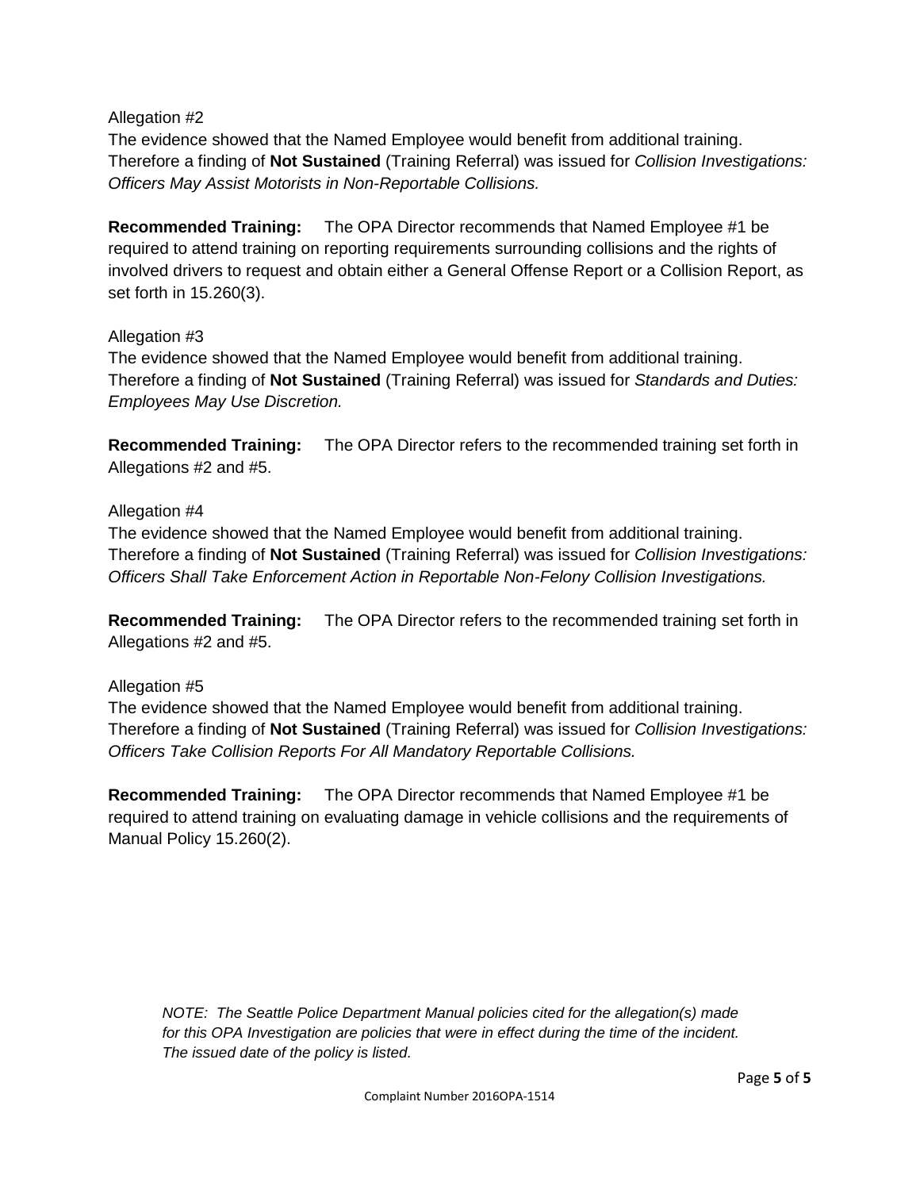Allegation #2

The evidence showed that the Named Employee would benefit from additional training. Therefore a finding of **Not Sustained** (Training Referral) was issued for *Collision Investigations: Officers May Assist Motorists in Non-Reportable Collisions.*

**Recommended Training:** The OPA Director recommends that Named Employee #1 be required to attend training on reporting requirements surrounding collisions and the rights of involved drivers to request and obtain either a General Offense Report or a Collision Report, as set forth in 15.260(3).

Allegation #3

The evidence showed that the Named Employee would benefit from additional training. Therefore a finding of **Not Sustained** (Training Referral) was issued for *Standards and Duties: Employees May Use Discretion.*

**Recommended Training:** The OPA Director refers to the recommended training set forth in Allegations #2 and #5.

Allegation #4

The evidence showed that the Named Employee would benefit from additional training. Therefore a finding of **Not Sustained** (Training Referral) was issued for *Collision Investigations: Officers Shall Take Enforcement Action in Reportable Non-Felony Collision Investigations.*

**Recommended Training:** The OPA Director refers to the recommended training set forth in Allegations #2 and #5.

Allegation #5

The evidence showed that the Named Employee would benefit from additional training. Therefore a finding of **Not Sustained** (Training Referral) was issued for *Collision Investigations: Officers Take Collision Reports For All Mandatory Reportable Collisions.*

**Recommended Training:** The OPA Director recommends that Named Employee #1 be required to attend training on evaluating damage in vehicle collisions and the requirements of Manual Policy 15.260(2).

*NOTE: The Seattle Police Department Manual policies cited for the allegation(s) made for this OPA Investigation are policies that were in effect during the time of the incident. The issued date of the policy is listed.*

Complaint Number 2016OPA-1514